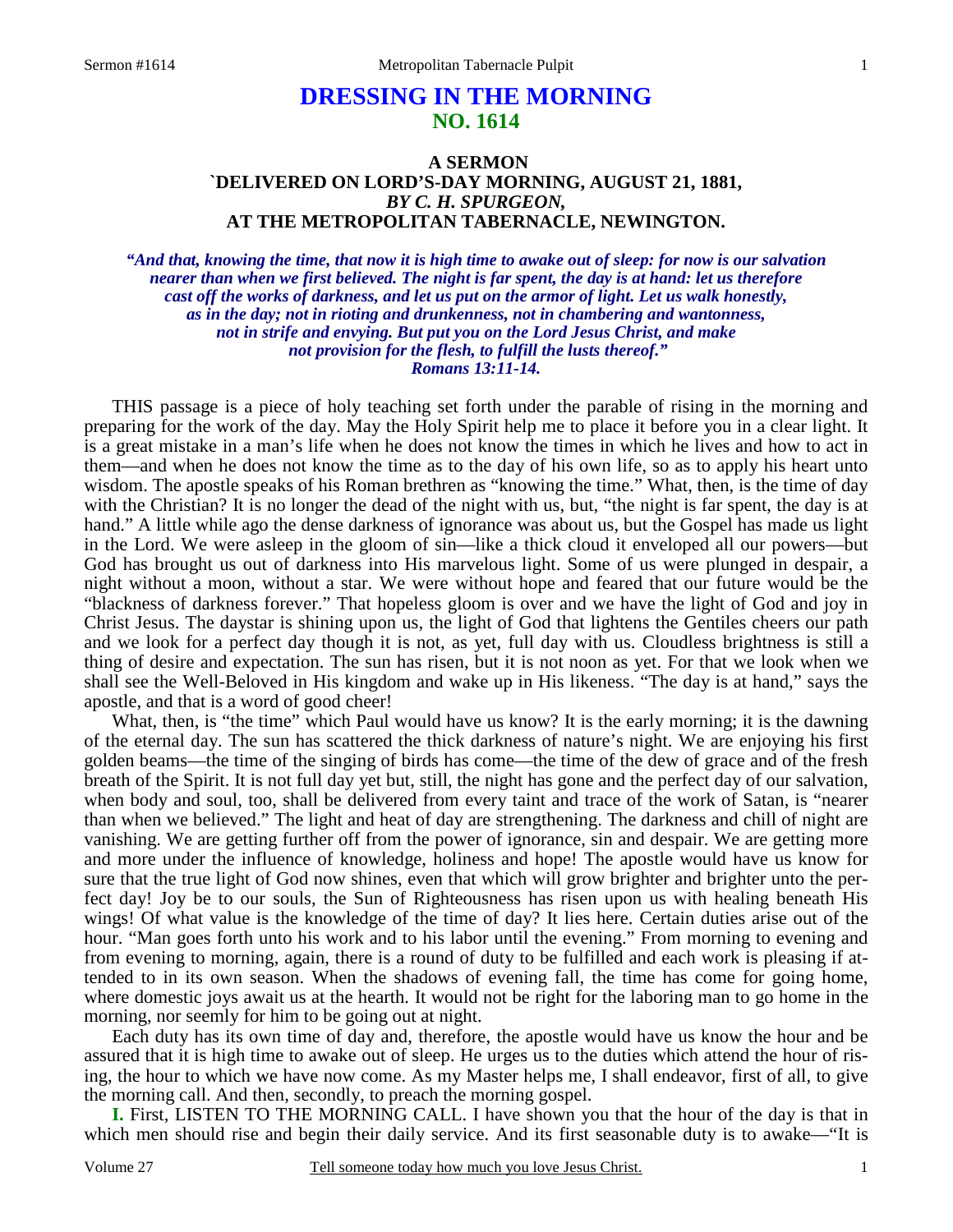# DRESSING IN THE MORNING
## NO. 1614

### A SERMON
### `DELIVERED ON LORD'S-DAY MORNING, AUGUST 21, 1881,
### *BY C. H. SPURGEON,*
### AT THE METROPOLITAN TABERNACLE, NEWINGTON.

***"And that, knowing the time, that now it is high time to awake out of sleep: for now is our salvation nearer than when we first believed. The night is far spent, the day is at hand: let us therefore cast off the works of darkness, and let us put on the armor of light. Let us walk honestly, as in the day; not in rioting and drunkenness, not in chambering and wantonness, not in strife and envying. But put you on the Lord Jesus Christ, and make not provision for the flesh, to fulfill the lusts thereof." Romans 13:11-14.***

THIS passage is a piece of holy teaching set forth under the parable of rising in the morning and preparing for the work of the day. May the Holy Spirit help me to place it before you in a clear light. It is a great mistake in a man's life when he does not know the times in which he lives and how to act in them—and when he does not know the time as to the day of his own life, so as to apply his heart unto wisdom. The apostle speaks of his Roman brethren as "knowing the time." What, then, is the time of day with the Christian? It is no longer the dead of the night with us, but, "the night is far spent, the day is at hand." A little while ago the dense darkness of ignorance was about us, but the Gospel has made us light in the Lord. We were asleep in the gloom of sin—like a thick cloud it enveloped all our powers—but God has brought us out of darkness into His marvelous light. Some of us were plunged in despair, a night without a moon, without a star. We were without hope and feared that our future would be the "blackness of darkness forever." That hopeless gloom is over and we have the light of God and joy in Christ Jesus. The daystar is shining upon us, the light of God that lightens the Gentiles cheers our path and we look for a perfect day though it is not, as yet, full day with us. Cloudless brightness is still a thing of desire and expectation. The sun has risen, but it is not noon as yet. For that we look when we shall see the Well-Beloved in His kingdom and wake up in His likeness. "The day is at hand," says the apostle, and that is a word of good cheer!

What, then, is "the time" which Paul would have us know? It is the early morning; it is the dawning of the eternal day. The sun has scattered the thick darkness of nature's night. We are enjoying his first golden beams—the time of the singing of birds has come—the time of the dew of grace and of the fresh breath of the Spirit. It is not full day yet but, still, the night has gone and the perfect day of our salvation, when body and soul, too, shall be delivered from every taint and trace of the work of Satan, is "nearer than when we believed." The light and heat of day are strengthening. The darkness and chill of night are vanishing. We are getting further off from the power of ignorance, sin and despair. We are getting more and more under the influence of knowledge, holiness and hope! The apostle would have us know for sure that the true light of God now shines, even that which will grow brighter and brighter unto the perfect day! Joy be to our souls, the Sun of Righteousness has risen upon us with healing beneath His wings! Of what value is the knowledge of the time of day? It lies here. Certain duties arise out of the hour. "Man goes forth unto his work and to his labor until the evening." From morning to evening and from evening to morning, again, there is a round of duty to be fulfilled and each work is pleasing if attended to in its own season. When the shadows of evening fall, the time has come for going home, where domestic joys await us at the hearth. It would not be right for the laboring man to go home in the morning, nor seemly for him to be going out at night.

Each duty has its own time of day and, therefore, the apostle would have us know the hour and be assured that it is high time to awake out of sleep. He urges us to the duties which attend the hour of rising, the hour to which we have now come. As my Master helps me, I shall endeavor, first of all, to give the morning call. And then, secondly, to preach the morning gospel.

**I.** First, LISTEN TO THE MORNING CALL. I have shown you that the hour of the day is that in which men should rise and begin their daily service. And its first seasonable duty is to awake—"It is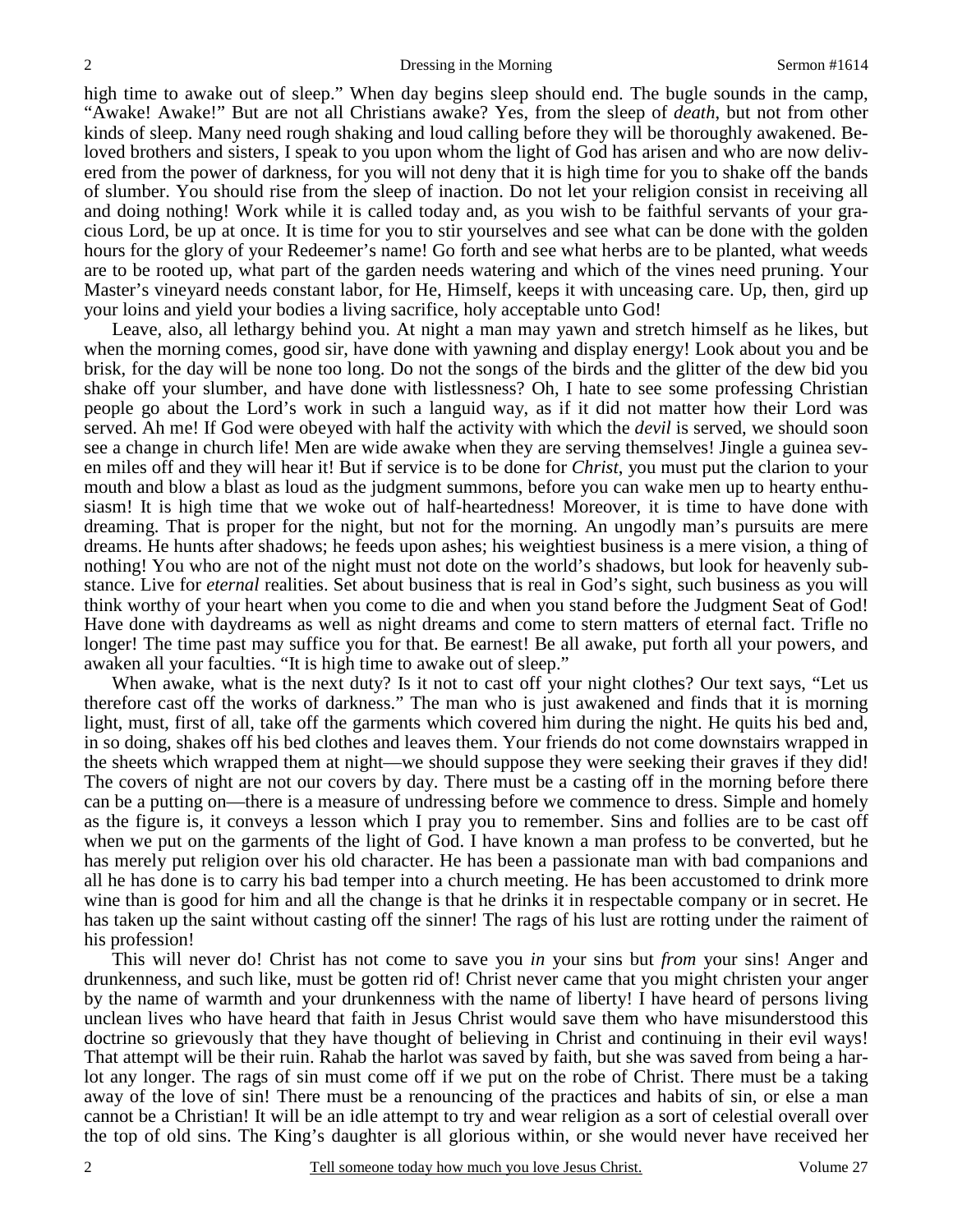high time to awake out of sleep." When day begins sleep should end. The bugle sounds in the camp, "Awake! Awake!" But are not all Christians awake? Yes, from the sleep of *death*, but not from other kinds of sleep. Many need rough shaking and loud calling before they will be thoroughly awakened. Beloved brothers and sisters, I speak to you upon whom the light of God has arisen and who are now delivered from the power of darkness, for you will not deny that it is high time for you to shake off the bands of slumber. You should rise from the sleep of inaction. Do not let your religion consist in receiving all and doing nothing! Work while it is called today and, as you wish to be faithful servants of your gracious Lord, be up at once. It is time for you to stir yourselves and see what can be done with the golden hours for the glory of your Redeemer's name! Go forth and see what herbs are to be planted, what weeds are to be rooted up, what part of the garden needs watering and which of the vines need pruning. Your Master's vineyard needs constant labor, for He, Himself, keeps it with unceasing care. Up, then, gird up your loins and yield your bodies a living sacrifice, holy acceptable unto God!

Leave, also, all lethargy behind you. At night a man may yawn and stretch himself as he likes, but when the morning comes, good sir, have done with yawning and display energy! Look about you and be brisk, for the day will be none too long. Do not the songs of the birds and the glitter of the dew bid you shake off your slumber, and have done with listlessness? Oh, I hate to see some professing Christian people go about the Lord's work in such a languid way, as if it did not matter how their Lord was served. Ah me! If God were obeyed with half the activity with which the *devil* is served, we should soon see a change in church life! Men are wide awake when they are serving themselves! Jingle a guinea seven miles off and they will hear it! But if service is to be done for *Christ*, you must put the clarion to your mouth and blow a blast as loud as the judgment summons, before you can wake men up to hearty enthusiasm! It is high time that we woke out of half-heartedness! Moreover, it is time to have done with dreaming. That is proper for the night, but not for the morning. An ungodly man's pursuits are mere dreams. He hunts after shadows; he feeds upon ashes; his weightiest business is a mere vision, a thing of nothing! You who are not of the night must not dote on the world's shadows, but look for heavenly substance. Live for *eternal* realities. Set about business that is real in God's sight, such business as you will think worthy of your heart when you come to die and when you stand before the Judgment Seat of God! Have done with daydreams as well as night dreams and come to stern matters of eternal fact. Trifle no longer! The time past may suffice you for that. Be earnest! Be all awake, put forth all your powers, and awaken all your faculties. "It is high time to awake out of sleep."

When awake, what is the next duty? Is it not to cast off your night clothes? Our text says, "Let us therefore cast off the works of darkness." The man who is just awakened and finds that it is morning light, must, first of all, take off the garments which covered him during the night. He quits his bed and, in so doing, shakes off his bed clothes and leaves them. Your friends do not come downstairs wrapped in the sheets which wrapped them at night—we should suppose they were seeking their graves if they did! The covers of night are not our covers by day. There must be a casting off in the morning before there can be a putting on—there is a measure of undressing before we commence to dress. Simple and homely as the figure is, it conveys a lesson which I pray you to remember. Sins and follies are to be cast off when we put on the garments of the light of God. I have known a man profess to be converted, but he has merely put religion over his old character. He has been a passionate man with bad companions and all he has done is to carry his bad temper into a church meeting. He has been accustomed to drink more wine than is good for him and all the change is that he drinks it in respectable company or in secret. He has taken up the saint without casting off the sinner! The rags of his lust are rotting under the raiment of his profession!

This will never do! Christ has not come to save you *in* your sins but *from* your sins! Anger and drunkenness, and such like, must be gotten rid of! Christ never came that you might christen your anger by the name of warmth and your drunkenness with the name of liberty! I have heard of persons living unclean lives who have heard that faith in Jesus Christ would save them who have misunderstood this doctrine so grievously that they have thought of believing in Christ and continuing in their evil ways! That attempt will be their ruin. Rahab the harlot was saved by faith, but she was saved from being a harlot any longer. The rags of sin must come off if we put on the robe of Christ. There must be a taking away of the love of sin! There must be a renouncing of the practices and habits of sin, or else a man cannot be a Christian! It will be an idle attempt to try and wear religion as a sort of celestial overall over the top of old sins. The King's daughter is all glorious within, or she would never have received her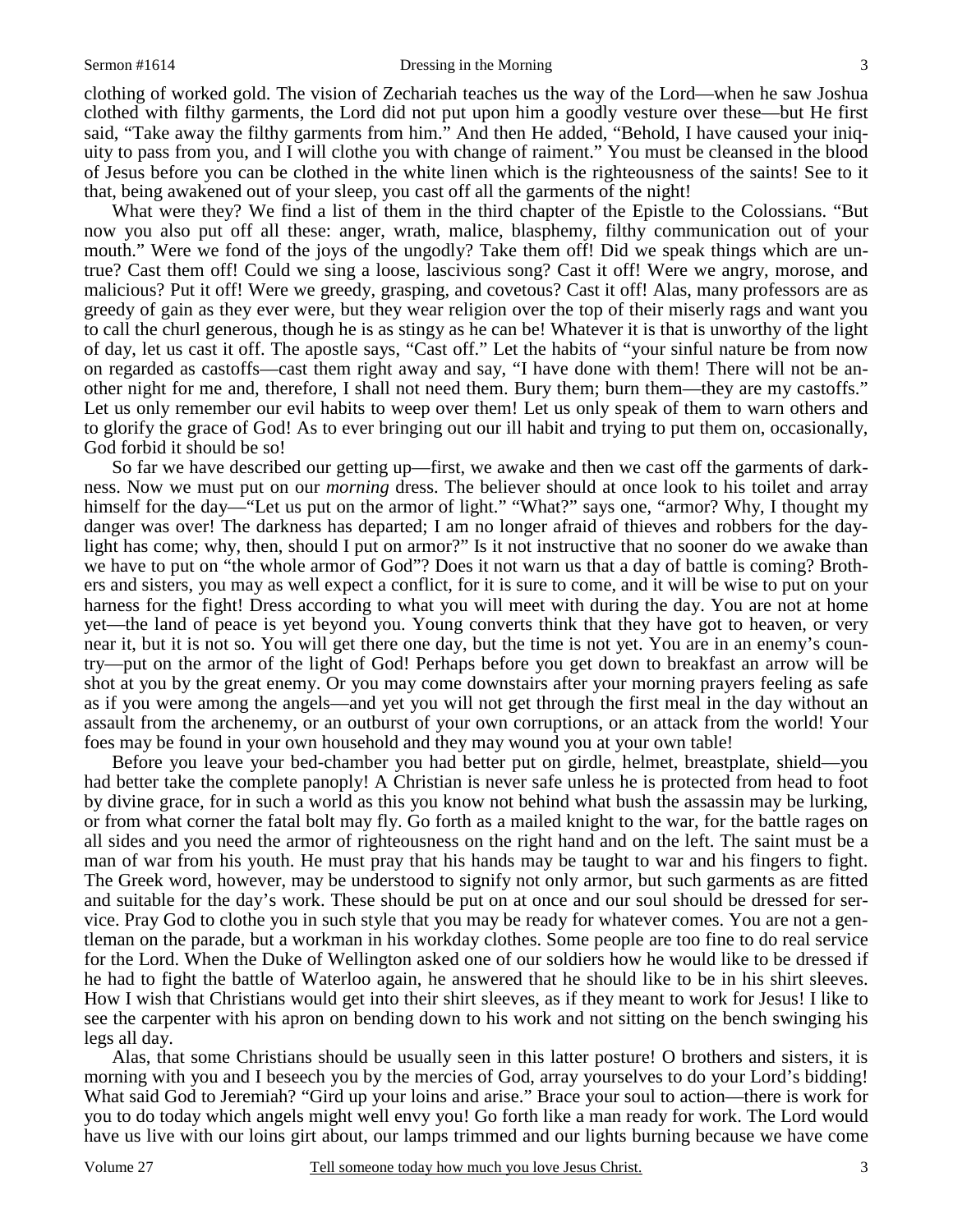clothing of worked gold. The vision of Zechariah teaches us the way of the Lord—when he saw Joshua clothed with filthy garments, the Lord did not put upon him a goodly vesture over these—but He first said, "Take away the filthy garments from him." And then He added, "Behold, I have caused your iniquity to pass from you, and I will clothe you with change of raiment." You must be cleansed in the blood of Jesus before you can be clothed in the white linen which is the righteousness of the saints! See to it that, being awakened out of your sleep, you cast off all the garments of the night!

What were they? We find a list of them in the third chapter of the Epistle to the Colossians. "But now you also put off all these: anger, wrath, malice, blasphemy, filthy communication out of your mouth." Were we fond of the joys of the ungodly? Take them off! Did we speak things which are untrue? Cast them off! Could we sing a loose, lascivious song? Cast it off! Were we angry, morose, and malicious? Put it off! Were we greedy, grasping, and covetous? Cast it off! Alas, many professors are as greedy of gain as they ever were, but they wear religion over the top of their miserly rags and want you to call the churl generous, though he is as stingy as he can be! Whatever it is that is unworthy of the light of day, let us cast it off. The apostle says, "Cast off." Let the habits of "your sinful nature be from now on regarded as castoffs—cast them right away and say, "I have done with them! There will not be another night for me and, therefore, I shall not need them. Bury them; burn them—they are my castoffs." Let us only remember our evil habits to weep over them! Let us only speak of them to warn others and to glorify the grace of God! As to ever bringing out our ill habit and trying to put them on, occasionally, God forbid it should be so!

So far we have described our getting up—first, we awake and then we cast off the garments of darkness. Now we must put on our *morning* dress. The believer should at once look to his toilet and array himself for the day—"Let us put on the armor of light." "What?" says one, "armor? Why, I thought my danger was over! The darkness has departed; I am no longer afraid of thieves and robbers for the daylight has come; why, then, should I put on armor?" Is it not instructive that no sooner do we awake than we have to put on "the whole armor of God"? Does it not warn us that a day of battle is coming? Brothers and sisters, you may as well expect a conflict, for it is sure to come, and it will be wise to put on your harness for the fight! Dress according to what you will meet with during the day. You are not at home yet—the land of peace is yet beyond you. Young converts think that they have got to heaven, or very near it, but it is not so. You will get there one day, but the time is not yet. You are in an enemy's country—put on the armor of the light of God! Perhaps before you get down to breakfast an arrow will be shot at you by the great enemy. Or you may come downstairs after your morning prayers feeling as safe as if you were among the angels—and yet you will not get through the first meal in the day without an assault from the archenemy, or an outburst of your own corruptions, or an attack from the world! Your foes may be found in your own household and they may wound you at your own table!

Before you leave your bed-chamber you had better put on girdle, helmet, breastplate, shield—you had better take the complete panoply! A Christian is never safe unless he is protected from head to foot by divine grace, for in such a world as this you know not behind what bush the assassin may be lurking, or from what corner the fatal bolt may fly. Go forth as a mailed knight to the war, for the battle rages on all sides and you need the armor of righteousness on the right hand and on the left. The saint must be a man of war from his youth. He must pray that his hands may be taught to war and his fingers to fight. The Greek word, however, may be understood to signify not only armor, but such garments as are fitted and suitable for the day's work. These should be put on at once and our soul should be dressed for service. Pray God to clothe you in such style that you may be ready for whatever comes. You are not a gentleman on the parade, but a workman in his workday clothes. Some people are too fine to do real service for the Lord. When the Duke of Wellington asked one of our soldiers how he would like to be dressed if he had to fight the battle of Waterloo again, he answered that he should like to be in his shirt sleeves. How I wish that Christians would get into their shirt sleeves, as if they meant to work for Jesus! I like to see the carpenter with his apron on bending down to his work and not sitting on the bench swinging his legs all day.

Alas, that some Christians should be usually seen in this latter posture! O brothers and sisters, it is morning with you and I beseech you by the mercies of God, array yourselves to do your Lord's bidding! What said God to Jeremiah? "Gird up your loins and arise." Brace your soul to action—there is work for you to do today which angels might well envy you! Go forth like a man ready for work. The Lord would have us live with our loins girt about, our lamps trimmed and our lights burning because we have come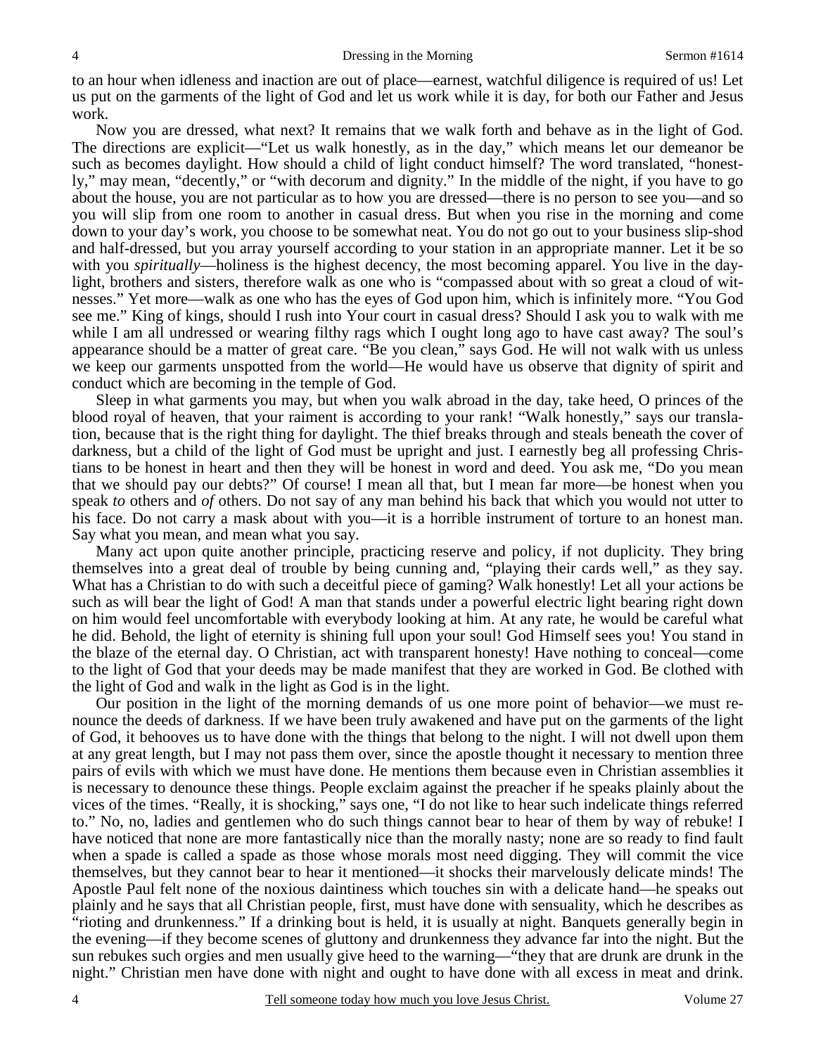to an hour when idleness and inaction are out of place—earnest, watchful diligence is required of us! Let us put on the garments of the light of God and let us work while it is day, for both our Father and Jesus work.

Now you are dressed, what next? It remains that we walk forth and behave as in the light of God. The directions are explicit—"Let us walk honestly, as in the day," which means let our demeanor be such as becomes daylight. How should a child of light conduct himself? The word translated, "honestly," may mean, "decently," or "with decorum and dignity." In the middle of the night, if you have to go about the house, you are not particular as to how you are dressed—there is no person to see you—and so you will slip from one room to another in casual dress. But when you rise in the morning and come down to your day's work, you choose to be somewhat neat. You do not go out to your business slip-shod and half-dressed, but you array yourself according to your station in an appropriate manner. Let it be so with you *spiritually*—holiness is the highest decency, the most becoming apparel. You live in the daylight, brothers and sisters, therefore walk as one who is "compassed about with so great a cloud of witnesses." Yet more—walk as one who has the eyes of God upon him, which is infinitely more. "You God see me." King of kings, should I rush into Your court in casual dress? Should I ask you to walk with me while I am all undressed or wearing filthy rags which I ought long ago to have cast away? The soul's appearance should be a matter of great care. "Be you clean," says God. He will not walk with us unless we keep our garments unspotted from the world—He would have us observe that dignity of spirit and conduct which are becoming in the temple of God.

Sleep in what garments you may, but when you walk abroad in the day, take heed, O princes of the blood royal of heaven, that your raiment is according to your rank! "Walk honestly," says our translation, because that is the right thing for daylight. The thief breaks through and steals beneath the cover of darkness, but a child of the light of God must be upright and just. I earnestly beg all professing Christians to be honest in heart and then they will be honest in word and deed. You ask me, "Do you mean that we should pay our debts?" Of course! I mean all that, but I mean far more—be honest when you speak *to* others and *of* others. Do not say of any man behind his back that which you would not utter to his face. Do not carry a mask about with you—it is a horrible instrument of torture to an honest man. Say what you mean, and mean what you say.

Many act upon quite another principle, practicing reserve and policy, if not duplicity. They bring themselves into a great deal of trouble by being cunning and, "playing their cards well," as they say. What has a Christian to do with such a deceitful piece of gaming? Walk honestly! Let all your actions be such as will bear the light of God! A man that stands under a powerful electric light bearing right down on him would feel uncomfortable with everybody looking at him. At any rate, he would be careful what he did. Behold, the light of eternity is shining full upon your soul! God Himself sees you! You stand in the blaze of the eternal day. O Christian, act with transparent honesty! Have nothing to conceal—come to the light of God that your deeds may be made manifest that they are worked in God. Be clothed with the light of God and walk in the light as God is in the light.

Our position in the light of the morning demands of us one more point of behavior—we must renounce the deeds of darkness. If we have been truly awakened and have put on the garments of the light of God, it behooves us to have done with the things that belong to the night. I will not dwell upon them at any great length, but I may not pass them over, since the apostle thought it necessary to mention three pairs of evils with which we must have done. He mentions them because even in Christian assemblies it is necessary to denounce these things. People exclaim against the preacher if he speaks plainly about the vices of the times. "Really, it is shocking," says one, "I do not like to hear such indelicate things referred to." No, no, ladies and gentlemen who do such things cannot bear to hear of them by way of rebuke! I have noticed that none are more fantastically nice than the morally nasty; none are so ready to find fault when a spade is called a spade as those whose morals most need digging. They will commit the vice themselves, but they cannot bear to hear it mentioned—it shocks their marvelously delicate minds! The Apostle Paul felt none of the noxious daintiness which touches sin with a delicate hand—he speaks out plainly and he says that all Christian people, first, must have done with sensuality, which he describes as "rioting and drunkenness." If a drinking bout is held, it is usually at night. Banquets generally begin in the evening—if they become scenes of gluttony and drunkenness they advance far into the night. But the sun rebukes such orgies and men usually give heed to the warning—"they that are drunk are drunk in the night." Christian men have done with night and ought to have done with all excess in meat and drink.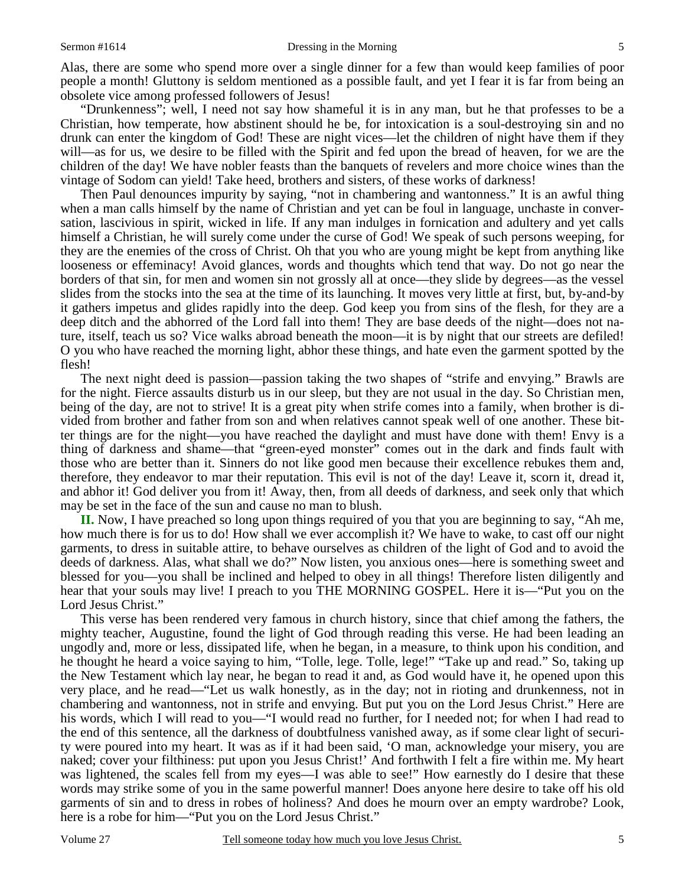Alas, there are some who spend more over a single dinner for a few than would keep families of poor people a month! Gluttony is seldom mentioned as a possible fault, and yet I fear it is far from being an obsolete vice among professed followers of Jesus!

"Drunkenness"; well, I need not say how shameful it is in any man, but he that professes to be a Christian, how temperate, how abstinent should he be, for intoxication is a soul-destroying sin and no drunk can enter the kingdom of God! These are night vices—let the children of night have them if they will—as for us, we desire to be filled with the Spirit and fed upon the bread of heaven, for we are the children of the day! We have nobler feasts than the banquets of revelers and more choice wines than the vintage of Sodom can yield! Take heed, brothers and sisters, of these works of darkness!

Then Paul denounces impurity by saying, "not in chambering and wantonness." It is an awful thing when a man calls himself by the name of Christian and yet can be foul in language, unchaste in conversation, lascivious in spirit, wicked in life. If any man indulges in fornication and adultery and yet calls himself a Christian, he will surely come under the curse of God! We speak of such persons weeping, for they are the enemies of the cross of Christ. Oh that you who are young might be kept from anything like looseness or effeminacy! Avoid glances, words and thoughts which tend that way. Do not go near the borders of that sin, for men and women sin not grossly all at once—they slide by degrees—as the vessel slides from the stocks into the sea at the time of its launching. It moves very little at first, but, by-and-by it gathers impetus and glides rapidly into the deep. God keep you from sins of the flesh, for they are a deep ditch and the abhorred of the Lord fall into them! They are base deeds of the night—does not nature, itself, teach us so? Vice walks abroad beneath the moon—it is by night that our streets are defiled! O you who have reached the morning light, abhor these things, and hate even the garment spotted by the flesh!

The next night deed is passion—passion taking the two shapes of "strife and envying." Brawls are for the night. Fierce assaults disturb us in our sleep, but they are not usual in the day. So Christian men, being of the day, are not to strive! It is a great pity when strife comes into a family, when brother is divided from brother and father from son and when relatives cannot speak well of one another. These bitter things are for the night—you have reached the daylight and must have done with them! Envy is a thing of darkness and shame—that "green-eyed monster" comes out in the dark and finds fault with those who are better than it. Sinners do not like good men because their excellence rebukes them and, therefore, they endeavor to mar their reputation. This evil is not of the day! Leave it, scorn it, dread it, and abhor it! God deliver you from it! Away, then, from all deeds of darkness, and seek only that which may be set in the face of the sun and cause no man to blush.

**II.** Now, I have preached so long upon things required of you that you are beginning to say, "Ah me, how much there is for us to do! How shall we ever accomplish it? We have to wake, to cast off our night garments, to dress in suitable attire, to behave ourselves as children of the light of God and to avoid the deeds of darkness. Alas, what shall we do?" Now listen, you anxious ones—here is something sweet and blessed for you—you shall be inclined and helped to obey in all things! Therefore listen diligently and hear that your souls may live! I preach to you THE MORNING GOSPEL. Here it is—"Put you on the Lord Jesus Christ."

This verse has been rendered very famous in church history, since that chief among the fathers, the mighty teacher, Augustine, found the light of God through reading this verse. He had been leading an ungodly and, more or less, dissipated life, when he began, in a measure, to think upon his condition, and he thought he heard a voice saying to him, "Tolle, lege. Tolle, lege!" "Take up and read." So, taking up the New Testament which lay near, he began to read it and, as God would have it, he opened upon this very place, and he read—"Let us walk honestly, as in the day; not in rioting and drunkenness, not in chambering and wantonness, not in strife and envying. But put you on the Lord Jesus Christ." Here are his words, which I will read to you—"I would read no further, for I needed not; for when I had read to the end of this sentence, all the darkness of doubtfulness vanished away, as if some clear light of security were poured into my heart. It was as if it had been said, 'O man, acknowledge your misery, you are naked; cover your filthiness: put upon you Jesus Christ!' And forthwith I felt a fire within me. My heart was lightened, the scales fell from my eyes—I was able to see!" How earnestly do I desire that these words may strike some of you in the same powerful manner! Does anyone here desire to take off his old garments of sin and to dress in robes of holiness? And does he mourn over an empty wardrobe? Look, here is a robe for him—"Put you on the Lord Jesus Christ."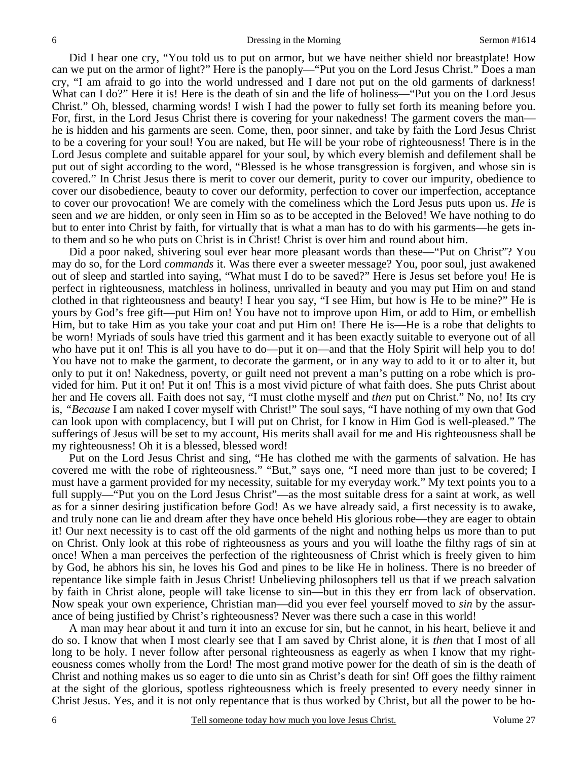Did I hear one cry, "You told us to put on armor, but we have neither shield nor breastplate! How can we put on the armor of light?" Here is the panoply—"Put you on the Lord Jesus Christ." Does a man cry, "I am afraid to go into the world undressed and I dare not put on the old garments of darkness! What can I do?" Here it is! Here is the death of sin and the life of holiness—"Put you on the Lord Jesus Christ." Oh, blessed, charming words! I wish I had the power to fully set forth its meaning before you. For, first, in the Lord Jesus Christ there is covering for your nakedness! The garment covers the man—he is hidden and his garments are seen. Come, then, poor sinner, and take by faith the Lord Jesus Christ to be a covering for your soul! You are naked, but He will be your robe of righteousness! There is in the Lord Jesus complete and suitable apparel for your soul, by which every blemish and defilement shall be put out of sight according to the word, "Blessed is he whose transgression is forgiven, and whose sin is covered." In Christ Jesus there is merit to cover our demerit, purity to cover our impurity, obedience to cover our disobedience, beauty to cover our deformity, perfection to cover our imperfection, acceptance to cover our provocation! We are comely with the comeliness which the Lord Jesus puts upon us. *He* is seen and *we* are hidden, or only seen in Him so as to be accepted in the Beloved! We have nothing to do but to enter into Christ by faith, for virtually that is what a man has to do with his garments—he gets into them and so he who puts on Christ is in Christ! Christ is over him and round about him.

Did a poor naked, shivering soul ever hear more pleasant words than these—"Put on Christ"? You may do so, for the Lord *commands* it. Was there ever a sweeter message? You, poor soul, just awakened out of sleep and startled into saying, "What must I do to be saved?" Here is Jesus set before you! He is perfect in righteousness, matchless in holiness, unrivalled in beauty and you may put Him on and stand clothed in that righteousness and beauty! I hear you say, "I see Him, but how is He to be mine?" He is yours by God's free gift—put Him on! You have not to improve upon Him, or add to Him, or embellish Him, but to take Him as you take your coat and put Him on! There He is—He is a robe that delights to be worn! Myriads of souls have tried this garment and it has been exactly suitable to everyone out of all who have put it on! This is all you have to do—put it on—and that the Holy Spirit will help you to do! You have not to make the garment, to decorate the garment, or in any way to add to it or to alter it, but only to put it on! Nakedness, poverty, or guilt need not prevent a man's putting on a robe which is provided for him. Put it on! Put it on! This is a most vivid picture of what faith does. She puts Christ about her and He covers all. Faith does not say, "I must clothe myself and *then* put on Christ." No, no! Its cry is, "*Because* I am naked I cover myself with Christ!" The soul says, "I have nothing of my own that God can look upon with complacency, but I will put on Christ, for I know in Him God is well-pleased." The sufferings of Jesus will be set to my account, His merits shall avail for me and His righteousness shall be my righteousness! Oh it is a blessed, blessed word!

Put on the Lord Jesus Christ and sing, "He has clothed me with the garments of salvation. He has covered me with the robe of righteousness." "But," says one, "I need more than just to be covered; I must have a garment provided for my necessity, suitable for my everyday work." My text points you to a full supply—"Put you on the Lord Jesus Christ"—as the most suitable dress for a saint at work, as well as for a sinner desiring justification before God! As we have already said, a first necessity is to awake, and truly none can lie and dream after they have once beheld His glorious robe—they are eager to obtain it! Our next necessity is to cast off the old garments of the night and nothing helps us more than to put on Christ. Only look at this robe of righteousness as yours and you will loathe the filthy rags of sin at once! When a man perceives the perfection of the righteousness of Christ which is freely given to him by God, he abhors his sin, he loves his God and pines to be like He in holiness. There is no breeder of repentance like simple faith in Jesus Christ! Unbelieving philosophers tell us that if we preach salvation by faith in Christ alone, people will take license to sin—but in this they err from lack of observation. Now speak your own experience, Christian man—did you ever feel yourself moved to *sin* by the assurance of being justified by Christ's righteousness? Never was there such a case in this world!

A man may hear about it and turn it into an excuse for sin, but he cannot, in his heart, believe it and do so. I know that when I most clearly see that I am saved by Christ alone, it is *then* that I most of all long to be holy. I never follow after personal righteousness as eagerly as when I know that my righteousness comes wholly from the Lord! The most grand motive power for the death of sin is the death of Christ and nothing makes us so eager to die unto sin as Christ's death for sin! Off goes the filthy raiment at the sight of the glorious, spotless righteousness which is freely presented to every needy sinner in Christ Jesus. Yes, and it is not only repentance that is thus worked by Christ, but all the power to be ho-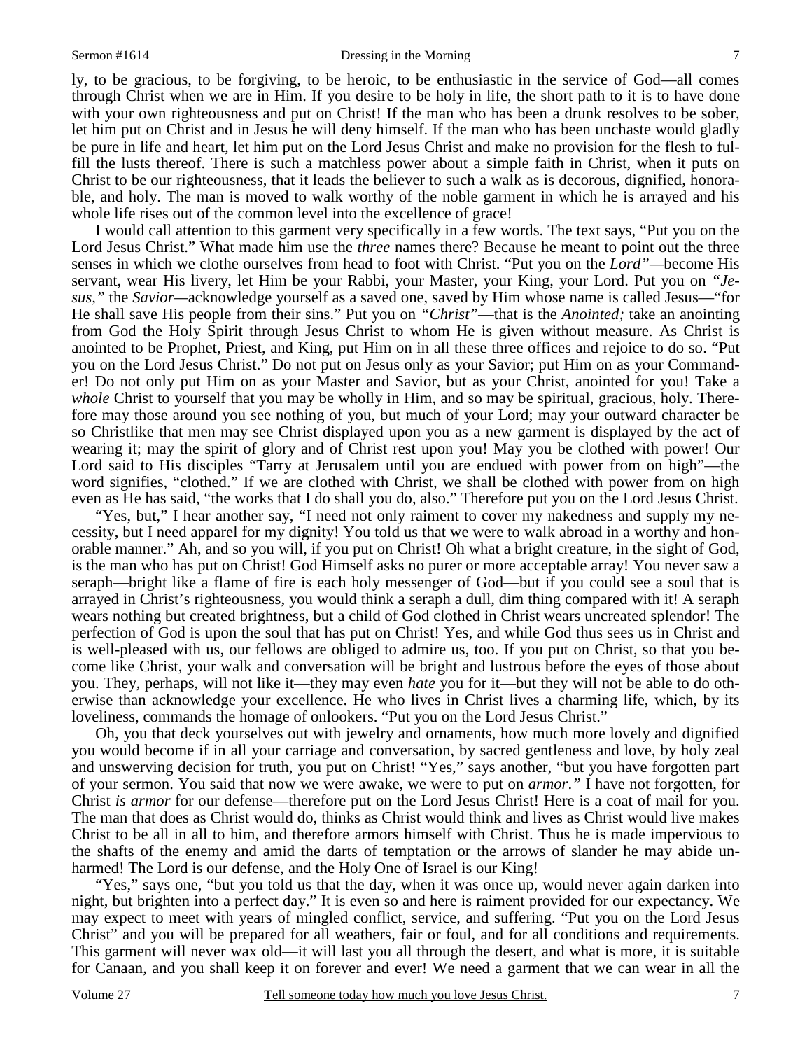ly, to be gracious, to be forgiving, to be heroic, to be enthusiastic in the service of God—all comes through Christ when we are in Him. If you desire to be holy in life, the short path to it is to have done with your own righteousness and put on Christ! If the man who has been a drunk resolves to be sober, let him put on Christ and in Jesus he will deny himself. If the man who has been unchaste would gladly be pure in life and heart, let him put on the Lord Jesus Christ and make no provision for the flesh to fulfill the lusts thereof. There is such a matchless power about a simple faith in Christ, when it puts on Christ to be our righteousness, that it leads the believer to such a walk as is decorous, dignified, honorable, and holy. The man is moved to walk worthy of the noble garment in which he is arrayed and his whole life rises out of the common level into the excellence of grace!

I would call attention to this garment very specifically in a few words. The text says, "Put you on the Lord Jesus Christ." What made him use the *three* names there? Because he meant to point out the three senses in which we clothe ourselves from head to foot with Christ. "Put you on the *Lord"*—become His servant, wear His livery, let Him be your Rabbi, your Master, your King, your Lord. Put you on *"Jesus,"* the *Savior*—acknowledge yourself as a saved one, saved by Him whose name is called Jesus—"for He shall save His people from their sins." Put you on *"Christ"*—that is the *Anointed;* take an anointing from God the Holy Spirit through Jesus Christ to whom He is given without measure. As Christ is anointed to be Prophet, Priest, and King, put Him on in all these three offices and rejoice to do so. "Put you on the Lord Jesus Christ." Do not put on Jesus only as your Savior; put Him on as your Commander! Do not only put Him on as your Master and Savior, but as your Christ, anointed for you! Take a *whole* Christ to yourself that you may be wholly in Him, and so may be spiritual, gracious, holy. Therefore may those around you see nothing of you, but much of your Lord; may your outward character be so Christlike that men may see Christ displayed upon you as a new garment is displayed by the act of wearing it; may the spirit of glory and of Christ rest upon you! May you be clothed with power! Our Lord said to His disciples "Tarry at Jerusalem until you are endued with power from on high"—the word signifies, "clothed." If we are clothed with Christ, we shall be clothed with power from on high even as He has said, "the works that I do shall you do, also." Therefore put you on the Lord Jesus Christ.

"Yes, but," I hear another say, "I need not only raiment to cover my nakedness and supply my necessity, but I need apparel for my dignity! You told us that we were to walk abroad in a worthy and honorable manner." Ah, and so you will, if you put on Christ! Oh what a bright creature, in the sight of God, is the man who has put on Christ! God Himself asks no purer or more acceptable array! You never saw a seraph—bright like a flame of fire is each holy messenger of God—but if you could see a soul that is arrayed in Christ's righteousness, you would think a seraph a dull, dim thing compared with it! A seraph wears nothing but created brightness, but a child of God clothed in Christ wears uncreated splendor! The perfection of God is upon the soul that has put on Christ! Yes, and while God thus sees us in Christ and is well-pleased with us, our fellows are obliged to admire us, too. If you put on Christ, so that you become like Christ, your walk and conversation will be bright and lustrous before the eyes of those about you. They, perhaps, will not like it—they may even *hate* you for it—but they will not be able to do otherwise than acknowledge your excellence. He who lives in Christ lives a charming life, which, by its loveliness, commands the homage of onlookers. "Put you on the Lord Jesus Christ."

Oh, you that deck yourselves out with jewelry and ornaments, how much more lovely and dignified you would become if in all your carriage and conversation, by sacred gentleness and love, by holy zeal and unswerving decision for truth, you put on Christ! "Yes," says another, "but you have forgotten part of your sermon. You said that now we were awake, we were to put on *armor."* I have not forgotten, for Christ *is armor* for our defense—therefore put on the Lord Jesus Christ! Here is a coat of mail for you. The man that does as Christ would do, thinks as Christ would think and lives as Christ would live makes Christ to be all in all to him, and therefore armors himself with Christ. Thus he is made impervious to the shafts of the enemy and amid the darts of temptation or the arrows of slander he may abide unharmed! The Lord is our defense, and the Holy One of Israel is our King!

"Yes," says one, "but you told us that the day, when it was once up, would never again darken into night, but brighten into a perfect day." It is even so and here is raiment provided for our expectancy. We may expect to meet with years of mingled conflict, service, and suffering. "Put you on the Lord Jesus Christ" and you will be prepared for all weathers, fair or foul, and for all conditions and requirements. This garment will never wax old—it will last you all through the desert, and what is more, it is suitable for Canaan, and you shall keep it on forever and ever! We need a garment that we can wear in all the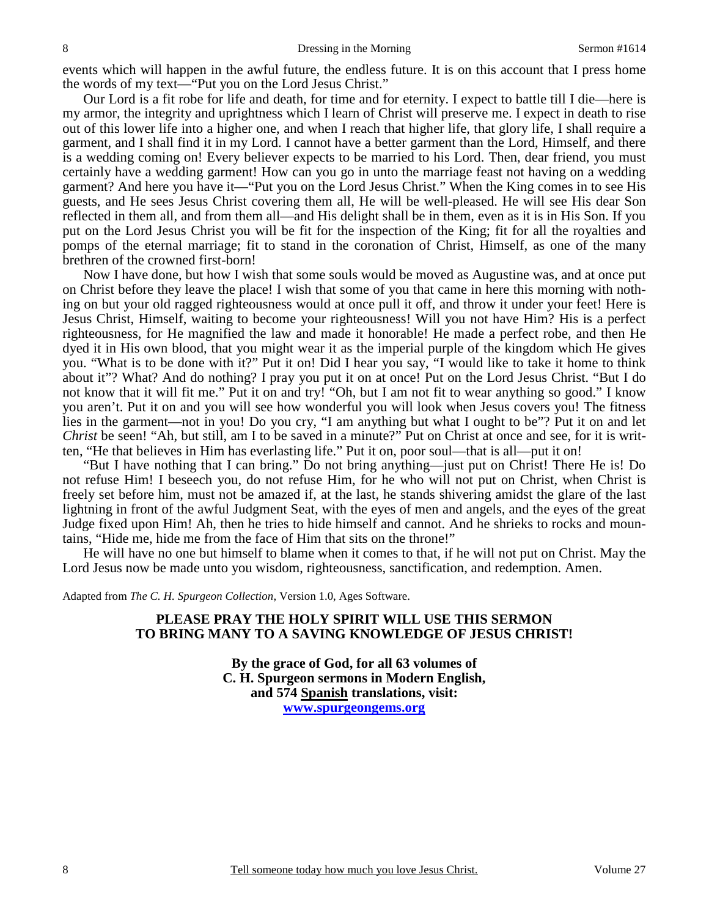events which will happen in the awful future, the endless future. It is on this account that I press home the words of my text—"Put you on the Lord Jesus Christ."

Our Lord is a fit robe for life and death, for time and for eternity. I expect to battle till I die—here is my armor, the integrity and uprightness which I learn of Christ will preserve me. I expect in death to rise out of this lower life into a higher one, and when I reach that higher life, that glory life, I shall require a garment, and I shall find it in my Lord. I cannot have a better garment than the Lord, Himself, and there is a wedding coming on! Every believer expects to be married to his Lord. Then, dear friend, you must certainly have a wedding garment! How can you go in unto the marriage feast not having on a wedding garment? And here you have it—"Put you on the Lord Jesus Christ." When the King comes in to see His guests, and He sees Jesus Christ covering them all, He will be well-pleased. He will see His dear Son reflected in them all, and from them all—and His delight shall be in them, even as it is in His Son. If you put on the Lord Jesus Christ you will be fit for the inspection of the King; fit for all the royalties and pomps of the eternal marriage; fit to stand in the coronation of Christ, Himself, as one of the many brethren of the crowned first-born!

Now I have done, but how I wish that some souls would be moved as Augustine was, and at once put on Christ before they leave the place! I wish that some of you that came in here this morning with nothing on but your old ragged righteousness would at once pull it off, and throw it under your feet! Here is Jesus Christ, Himself, waiting to become your righteousness! Will you not have Him? His is a perfect righteousness, for He magnified the law and made it honorable! He made a perfect robe, and then He dyed it in His own blood, that you might wear it as the imperial purple of the kingdom which He gives you. "What is to be done with it?" Put it on! Did I hear you say, "I would like to take it home to think about it"? What? And do nothing? I pray you put it on at once! Put on the Lord Jesus Christ. "But I do not know that it will fit me." Put it on and try! "Oh, but I am not fit to wear anything so good." I know you aren't. Put it on and you will see how wonderful you will look when Jesus covers you! The fitness lies in the garment—not in you! Do you cry, "I am anything but what I ought to be"? Put it on and let *Christ* be seen! "Ah, but still, am I to be saved in a minute?" Put on Christ at once and see, for it is written, "He that believes in Him has everlasting life." Put it on, poor soul—that is all—put it on!

"But I have nothing that I can bring." Do not bring anything—just put on Christ! There He is! Do not refuse Him! I beseech you, do not refuse Him, for he who will not put on Christ, when Christ is freely set before him, must not be amazed if, at the last, he stands shivering amidst the glare of the last lightning in front of the awful Judgment Seat, with the eyes of men and angels, and the eyes of the great Judge fixed upon Him! Ah, then he tries to hide himself and cannot. And he shrieks to rocks and mountains, "Hide me, hide me from the face of Him that sits on the throne!"

He will have no one but himself to blame when it comes to that, if he will not put on Christ. May the Lord Jesus now be made unto you wisdom, righteousness, sanctification, and redemption. Amen.

Adapted from *The C. H. Spurgeon Collection*, Version 1.0, Ages Software.

**PLEASE PRAY THE HOLY SPIRIT WILL USE THIS SERMON TO BRING MANY TO A SAVING KNOWLEDGE OF JESUS CHRIST!**

**By the grace of God, for all 63 volumes of C. H. Spurgeon sermons in Modern English, and 574 Spanish translations, visit: www.spurgeongems.org**